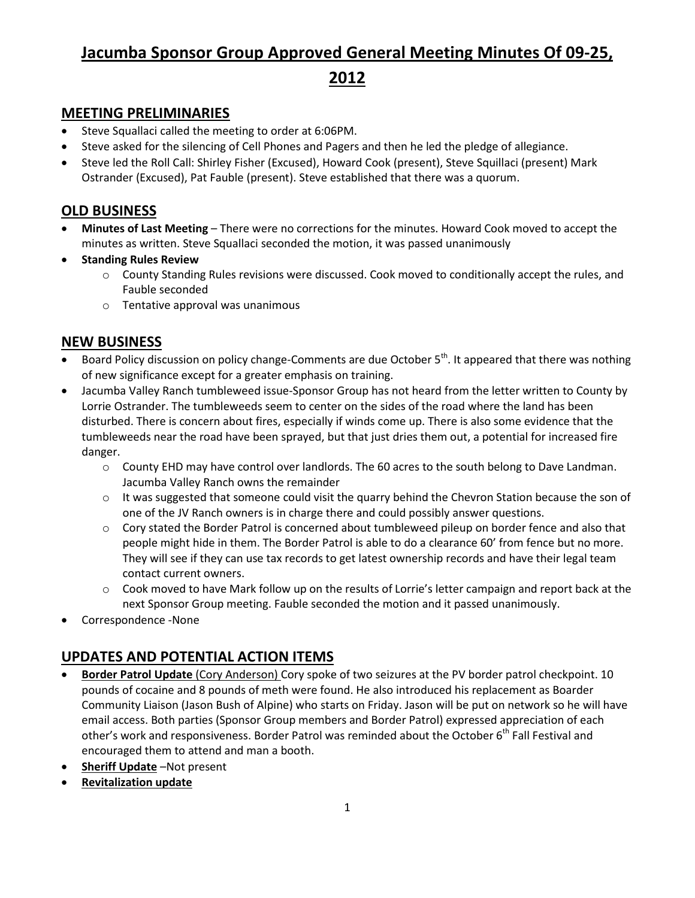# Jacumba Sponsor Group Approved General Meeting Minutes Of 09-25, 2012

## MEETING PRELIMINARIES

- Steve Squallaci called the meeting to order at 6:06PM.
- Steve asked for the silencing of Cell Phones and Pagers and then he led the pledge of allegiance.
- Steve led the Roll Call: Shirley Fisher (Excused), Howard Cook (present), Steve Squillaci (present) Mark Ostrander (Excused), Pat Fauble (present). Steve established that there was a quorum.

## OLD BUSINESS

- **Minutes of Last Meeting** – There were no corrections for the minutes. Howard Cook moved to accept the minutes as written. Steve Squallaci seconded the motion, it was passed unanimously
- **Standing Rules Review**
  - County Standing Rules revisions were discussed. Cook moved to conditionally accept the rules, and Fauble seconded
  - Tentative approval was unanimous

## NEW BUSINESS

- Board Policy discussion on policy change-Comments are due October 5th. It appeared that there was nothing of new significance except for a greater emphasis on training.
- Jacumba Valley Ranch tumbleweed issue-Sponsor Group has not heard from the letter written to County by Lorrie Ostrander. The tumbleweeds seem to center on the sides of the road where the land has been disturbed. There is concern about fires, especially if winds come up. There is also some evidence that the tumbleweeds near the road have been sprayed, but that just dries them out, a potential for increased fire danger.
  - County EHD may have control over landlords. The 60 acres to the south belong to Dave Landman. Jacumba Valley Ranch owns the remainder
  - It was suggested that someone could visit the quarry behind the Chevron Station because the son of one of the JV Ranch owners is in charge there and could possibly answer questions.
  - Cory stated the Border Patrol is concerned about tumbleweed pileup on border fence and also that people might hide in them. The Border Patrol is able to do a clearance 60' from fence but no more. They will see if they can use tax records to get latest ownership records and have their legal team contact current owners.
  - Cook moved to have Mark follow up on the results of Lorrie's letter campaign and report back at the next Sponsor Group meeting. Fauble seconded the motion and it passed unanimously.
- Correspondence -None

## UPDATES AND POTENTIAL ACTION ITEMS

- **Border Patrol Update** (Cory Anderson) Cory spoke of two seizures at the PV border patrol checkpoint. 10 pounds of cocaine and 8 pounds of meth were found. He also introduced his replacement as Boarder Community Liaison (Jason Bush of Alpine) who starts on Friday. Jason will be put on network so he will have email access. Both parties (Sponsor Group members and Border Patrol) expressed appreciation of each other's work and responsiveness. Border Patrol was reminded about the October 6th Fall Festival and encouraged them to attend and man a booth.
- **Sheriff Update** –Not present
- **Revitalization update**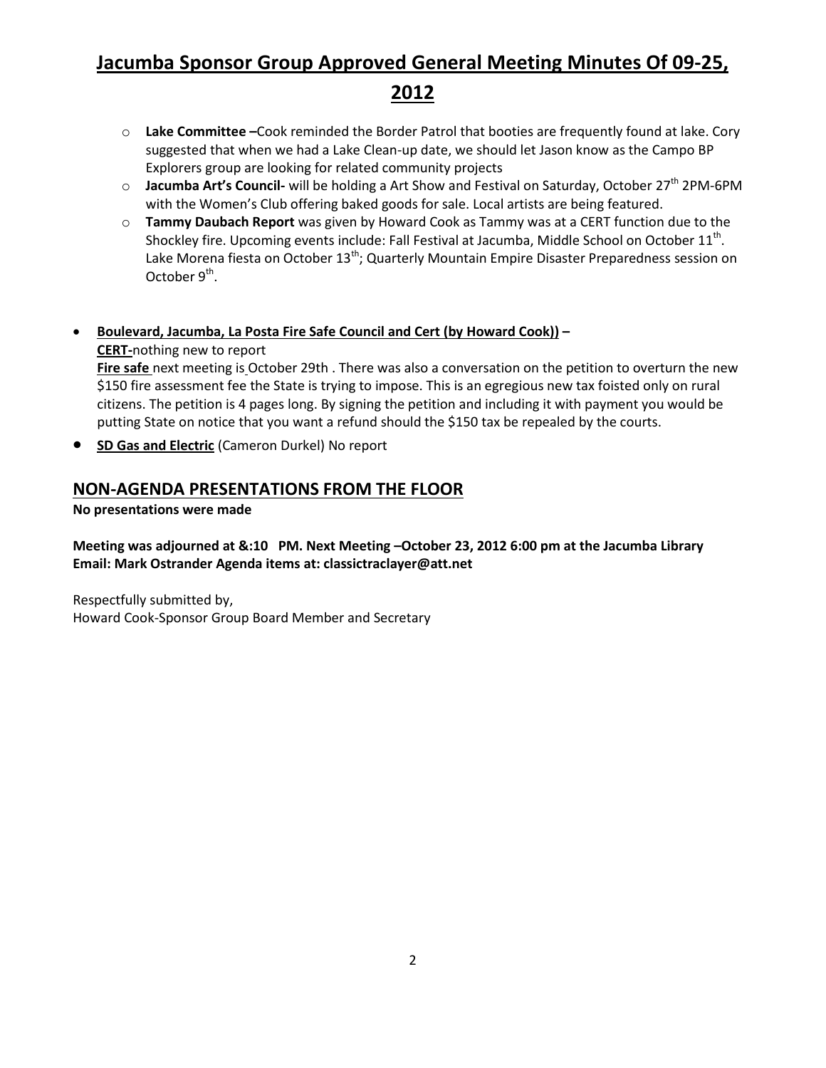# Jacumba Sponsor Group Approved General Meeting Minutes Of 09-25, 2012

  - **Lake Committee –**Cook reminded the Border Patrol that booties are frequently found at lake. Cory suggested that when we had a Lake Clean-up date, we should let Jason know as the Campo BP Explorers group are looking for related community projects
  - **Jacumba Art's Council-** will be holding a Art Show and Festival on Saturday, October 27th 2PM-6PM with the Women's Club offering baked goods for sale. Local artists are being featured.
  - **Tammy Daubach Report** was given by Howard Cook as Tammy was at a CERT function due to the Shockley fire. Upcoming events include: Fall Festival at Jacumba, Middle School on October 11th. Lake Morena fiesta on October 13th; Quarterly Mountain Empire Disaster Preparedness session on October 9th.

- **Boulevard, Jacumba, La Posta Fire Safe Council and Cert (by Howard Cook)) –**
  **CERT-**nothing new to report
  **Fire safe** next meeting is October 29th . There was also a conversation on the petition to overturn the new $150 fire assessment fee the State is trying to impose. This is an egregious new tax foisted only on rural citizens. The petition is 4 pages long. By signing the petition and including it with payment you would be putting State on notice that you want a refund should the $150 tax be repealed by the courts.
- **SD Gas and Electric** (Cameron Durkel) No report

## NON-AGENDA PRESENTATIONS FROM THE FLOOR

**No presentations were made**

**Meeting was adjourned at &:10 PM. Next Meeting –October 23, 2012 6:00 pm at the Jacumba Library**
**Email: Mark Ostrander Agenda items at: classictraclayer@att.net**

Respectfully submitted by,
Howard Cook-Sponsor Group Board Member and Secretary